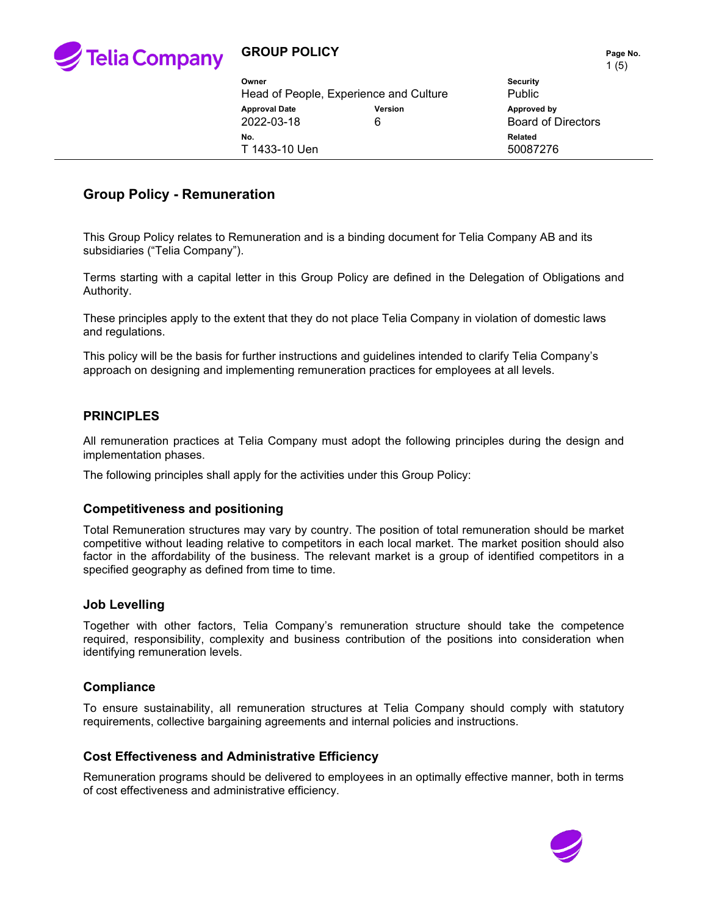**GROUP POLICY**

| Owner | | Security |
|---|---|---|
| Head of People, Experience and Culture | | Public |
| **Approval Date** | **Version** | **Approved by** |
| 2022-03-18 | 6 | Board of Directors |
| **No.** | | **Related** |
| T 1433-10 Uen | | 50087276 |

# Group Policy - Remuneration

This Group Policy relates to Remuneration and is a binding document for Telia Company AB and its subsidiaries ("Telia Company").

Terms starting with a capital letter in this Group Policy are defined in the Delegation of Obligations and Authority.

These principles apply to the extent that they do not place Telia Company in violation of domestic laws and regulations.

This policy will be the basis for further instructions and guidelines intended to clarify Telia Company's approach on designing and implementing remuneration practices for employees at all levels.

## PRINCIPLES

All remuneration practices at Telia Company must adopt the following principles during the design and implementation phases.

The following principles shall apply for the activities under this Group Policy:

### Competitiveness and positioning

Total Remuneration structures may vary by country. The position of total remuneration should be market competitive without leading relative to competitors in each local market. The market position should also factor in the affordability of the business. The relevant market is a group of identified competitors in a specified geography as defined from time to time.

### Job Levelling

Together with other factors, Telia Company's remuneration structure should take the competence required, responsibility, complexity and business contribution of the positions into consideration when identifying remuneration levels.

### Compliance

To ensure sustainability, all remuneration structures at Telia Company should comply with statutory requirements, collective bargaining agreements and internal policies and instructions.

### Cost Effectiveness and Administrative Efficiency

Remuneration programs should be delivered to employees in an optimally effective manner, both in terms of cost effectiveness and administrative efficiency.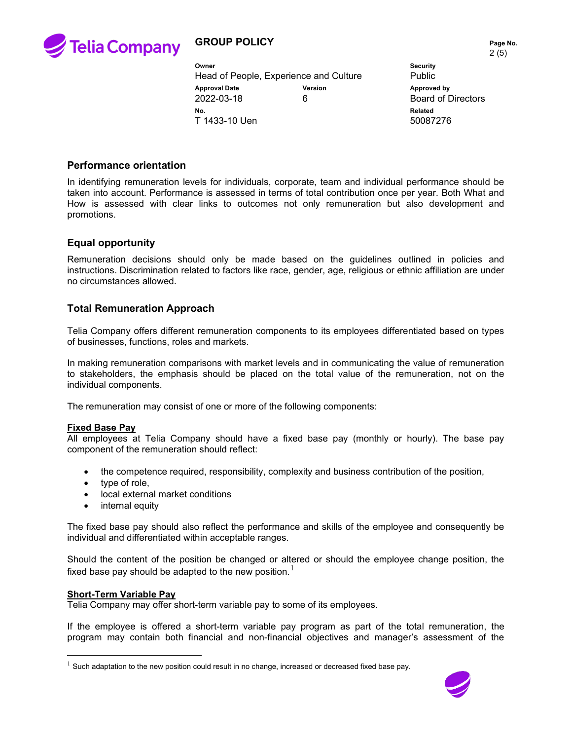## Performance orientation

In identifying remuneration levels for individuals, corporate, team and individual performance should be taken into account. Performance is assessed in terms of total contribution once per year. Both What and How is assessed with clear links to outcomes not only remuneration but also development and promotions.

## Equal opportunity

Remuneration decisions should only be made based on the guidelines outlined in policies and instructions. Discrimination related to factors like race, gender, age, religious or ethnic affiliation are under no circumstances allowed.

## Total Remuneration Approach

Telia Company offers different remuneration components to its employees differentiated based on types of businesses, functions, roles and markets.

In making remuneration comparisons with market levels and in communicating the value of remuneration to stakeholders, the emphasis should be placed on the total value of the remuneration, not on the individual components.

The remuneration may consist of one or more of the following components:

**Fixed Base Pay**

All employees at Telia Company should have a fixed base pay (monthly or hourly). The base pay component of the remuneration should reflect:

- the competence required, responsibility, complexity and business contribution of the position,
- type of role,
- local external market conditions
- internal equity

The fixed base pay should also reflect the performance and skills of the employee and consequently be individual and differentiated within acceptable ranges.

Should the content of the position be changed or altered or should the employee change position, the fixed base pay should be adapted to the new position.[1]

**Short-Term Variable Pay**

Telia Company may offer short-term variable pay to some of its employees.

If the employee is offered a short-term variable pay program as part of the total remuneration, the program may contain both financial and non-financial objectives and manager's assessment of the

[1] Such adaptation to the new position could result in no change, increased or decreased fixed base pay.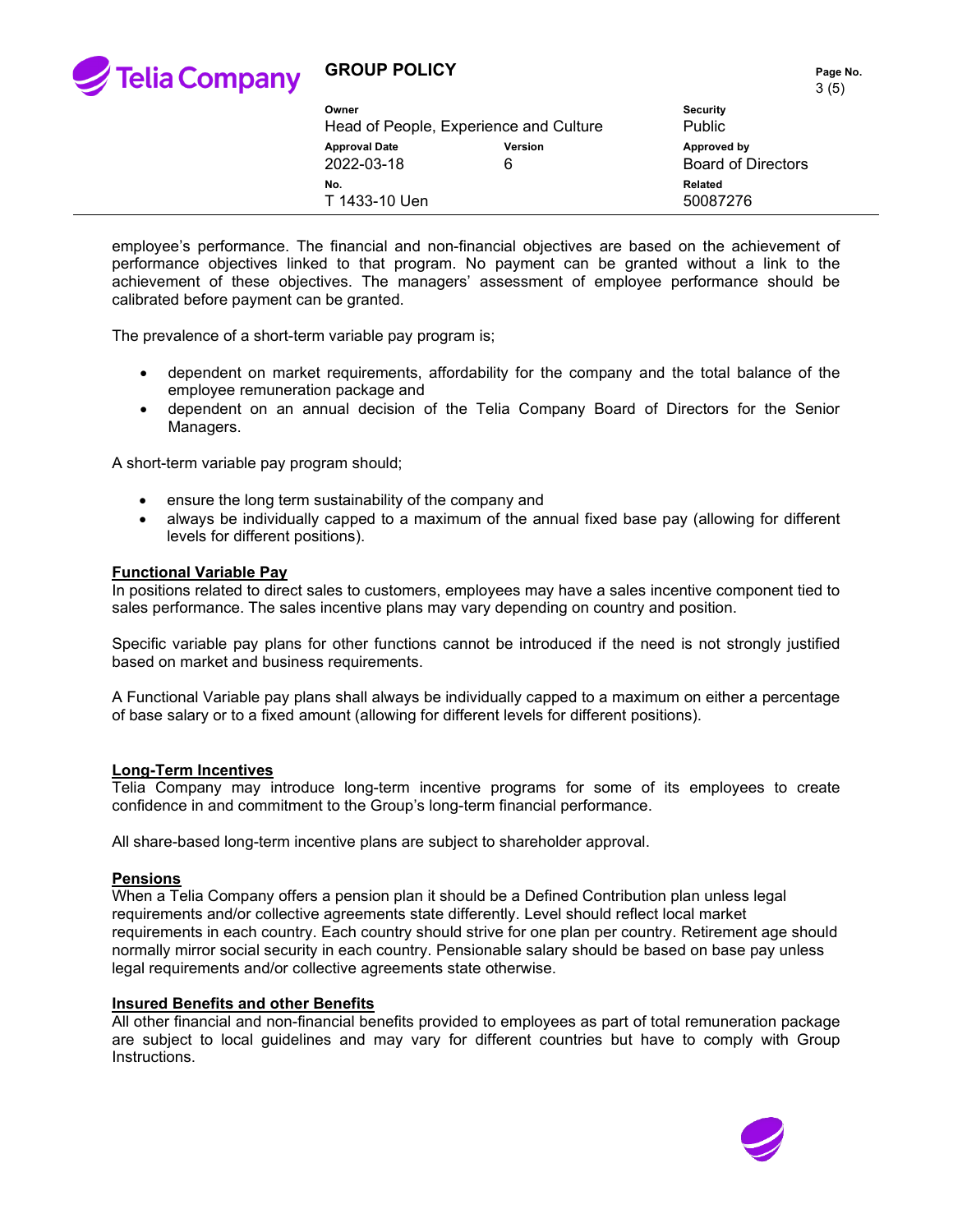employee's performance. The financial and non-financial objectives are based on the achievement of performance objectives linked to that program. No payment can be granted without a link to the achievement of these objectives. The managers' assessment of employee performance should be calibrated before payment can be granted.

The prevalence of a short-term variable pay program is;

- dependent on market requirements, affordability for the company and the total balance of the employee remuneration package and
- dependent on an annual decision of the Telia Company Board of Directors for the Senior Managers.

A short-term variable pay program should;

- ensure the long term sustainability of the company and
- always be individually capped to a maximum of the annual fixed base pay (allowing for different levels for different positions).

**Functional Variable Pay**

In positions related to direct sales to customers, employees may have a sales incentive component tied to sales performance. The sales incentive plans may vary depending on country and position.

Specific variable pay plans for other functions cannot be introduced if the need is not strongly justified based on market and business requirements.

A Functional Variable pay plans shall always be individually capped to a maximum on either a percentage of base salary or to a fixed amount (allowing for different levels for different positions).

**Long-Term Incentives**

Telia Company may introduce long-term incentive programs for some of its employees to create confidence in and commitment to the Group's long-term financial performance.

All share-based long-term incentive plans are subject to shareholder approval.

**Pensions**

When a Telia Company offers a pension plan it should be a Defined Contribution plan unless legal requirements and/or collective agreements state differently. Level should reflect local market requirements in each country. Each country should strive for one plan per country. Retirement age should normally mirror social security in each country. Pensionable salary should be based on base pay unless legal requirements and/or collective agreements state otherwise.

**Insured Benefits and other Benefits**

All other financial and non-financial benefits provided to employees as part of total remuneration package are subject to local guidelines and may vary for different countries but have to comply with Group Instructions.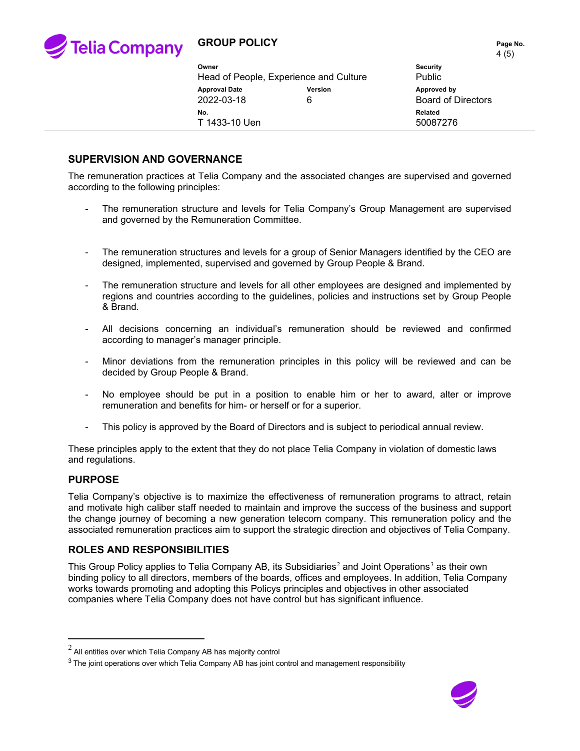## SUPERVISION AND GOVERNANCE

The remuneration practices at Telia Company and the associated changes are supervised and governed according to the following principles:

- The remuneration structure and levels for Telia Company's Group Management are supervised and governed by the Remuneration Committee.
- The remuneration structures and levels for a group of Senior Managers identified by the CEO are designed, implemented, supervised and governed by Group People & Brand.
- The remuneration structure and levels for all other employees are designed and implemented by regions and countries according to the guidelines, policies and instructions set by Group People & Brand.
- All decisions concerning an individual's remuneration should be reviewed and confirmed according to manager's manager principle.
- Minor deviations from the remuneration principles in this policy will be reviewed and can be decided by Group People & Brand.
- No employee should be put in a position to enable him or her to award, alter or improve remuneration and benefits for him- or herself or for a superior.
- This policy is approved by the Board of Directors and is subject to periodical annual review.

These principles apply to the extent that they do not place Telia Company in violation of domestic laws and regulations.

## PURPOSE

Telia Company's objective is to maximize the effectiveness of remuneration programs to attract, retain and motivate high caliber staff needed to maintain and improve the success of the business and support the change journey of becoming a new generation telecom company. This remuneration policy and the associated remuneration practices aim to support the strategic direction and objectives of Telia Company.

## ROLES AND RESPONSIBILITIES

This Group Policy applies to Telia Company AB, its Subsidiaries[2] and Joint Operations[3] as their own binding policy to all directors, members of the boards, offices and employees. In addition, Telia Company works towards promoting and adopting this Policys principles and objectives in other associated companies where Telia Company does not have control but has significant influence.

---

[2] All entities over which Telia Company AB has majority control

[3] The joint operations over which Telia Company AB has joint control and management responsibility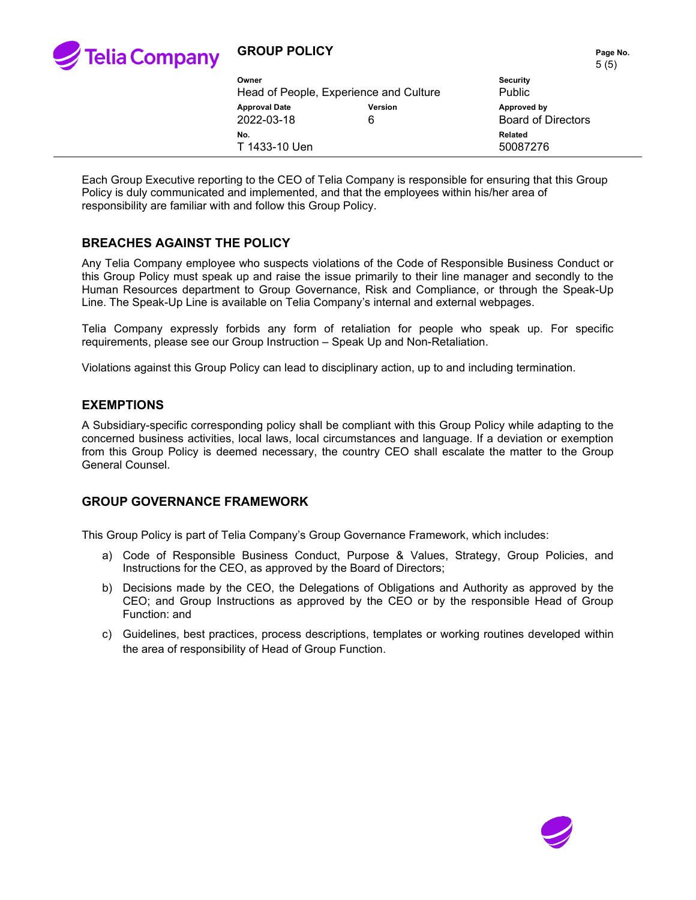Each Group Executive reporting to the CEO of Telia Company is responsible for ensuring that this Group Policy is duly communicated and implemented, and that the employees within his/her area of responsibility are familiar with and follow this Group Policy.

## BREACHES AGAINST THE POLICY

Any Telia Company employee who suspects violations of the Code of Responsible Business Conduct or this Group Policy must speak up and raise the issue primarily to their line manager and secondly to the Human Resources department to Group Governance, Risk and Compliance, or through the Speak-Up Line. The Speak-Up Line is available on Telia Company's internal and external webpages.

Telia Company expressly forbids any form of retaliation for people who speak up. For specific requirements, please see our Group Instruction – Speak Up and Non-Retaliation.

Violations against this Group Policy can lead to disciplinary action, up to and including termination.

## EXEMPTIONS

A Subsidiary-specific corresponding policy shall be compliant with this Group Policy while adapting to the concerned business activities, local laws, local circumstances and language. If a deviation or exemption from this Group Policy is deemed necessary, the country CEO shall escalate the matter to the Group General Counsel.

## GROUP GOVERNANCE FRAMEWORK

This Group Policy is part of Telia Company's Group Governance Framework, which includes:

a) Code of Responsible Business Conduct, Purpose & Values, Strategy, Group Policies, and Instructions for the CEO, as approved by the Board of Directors;

b) Decisions made by the CEO, the Delegations of Obligations and Authority as approved by the CEO; and Group Instructions as approved by the CEO or by the responsible Head of Group Function: and

c) Guidelines, best practices, process descriptions, templates or working routines developed within the area of responsibility of Head of Group Function.